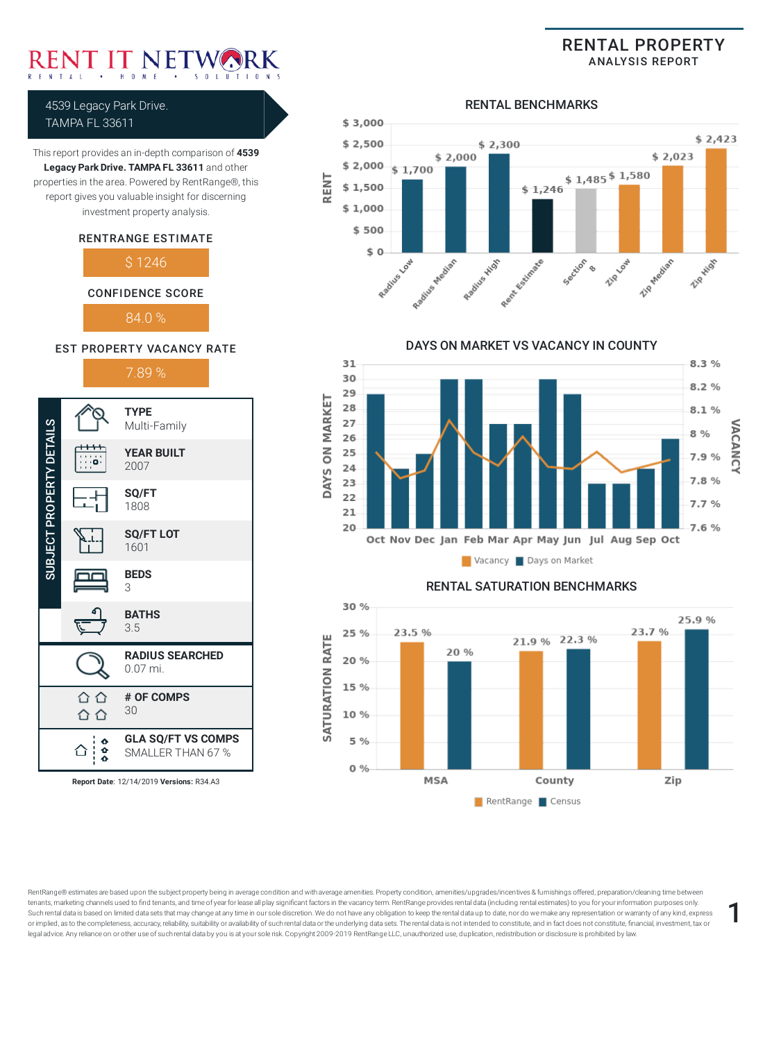# RENT IT NETWORK

RENTAL • HOME • SOLUTIONS

## RENTAL PROPERTY
### ANALYSIS REPORT

4539 Legacy Park Drive.
TAMPA FL 33611

This report provides an in-depth comparison of **4539 Legacy Park Drive. TAMPA FL 33611** and other properties in the area. Powered by RentRange®, this report gives you valuable insight for discerning investment property analysis.

**RENTRANGE ESTIMATE**

$ 1246

**CONFIDENCE SCORE**

84.0 %

**EST PROPERTY VACANCY RATE**

7.89 %

### SUBJECT PROPERTY DETAILS

| Field | Value |
|---|---|
| TYPE | Multi-Family |
| YEAR BUILT | 2007 |
| SQ/FT | 1808 |
| SQ/FT LOT | 1601 |
| BEDS | 3 |
| BATHS | 3.5 |
| RADIUS SEARCHED | 0.07 mi. |
| # OF COMPS | 30 |
| GLA SQ/FT VS COMPS | SMALLER THAN 67 % |

**Report Date**: 12/14/2019 **Versions:** R34.A3

### RENTAL BENCHMARKS

| Benchmark | Rent |
|---|---|
| Radius Low | $ 1,700 |
| Radius Median | $ 2,000 |
| Radius High | $ 2,300 |
| Rent Estimate | $ 1,246 |
| Section 8 | $ 1,485 |
| Zip Low | $ 1,580 |
| Zip Median | $ 2,023 |
| Zip High | $ 2,423 |

### DAYS ON MARKET VS VACANCY IN COUNTY

| Month | Days on Market |
|---|---|
| Oct | 29 |
| Nov | 24 |
| Dec | 25 |
| Jan | 30 |
| Feb | 30 |
| Mar | 27 |
| Apr | 27 |
| May | 30 |
| Jun | 29 |
| Jul | 23 |
| Aug | 23 |
| Sep | 24 |
| Oct | 26 |

Vacancy / Days on Market

### RENTAL SATURATION BENCHMARKS

| Area | RentRange | Census |
|---|---|---|
| MSA | 23.5 % | 20 % |
| County | 21.9 % | 22.3 % |
| Zip | 23.7 % | 25.9 % |

RentRange® estimates are based upon the subject property being in average condition and with average amenities. Property condition, amenities/upgrades/incentives & furnishings offered, preparation/cleaning time between tenants, marketing channels used to find tenants, and time of year for lease all play significant factors in the vacancy term. RentRange provides rental data (including rental estimates) to you for your information purposes only. Such rental data is based on limited data sets that may change at any time in our sole discretion. We do not have any obligation to keep the rental data up to date, nor do we make any representation or warranty of any kind, express or implied, as to the completeness, accuracy, reliability, suitability or availability of such rental data or the underlying data sets. The rental data is not intended to constitute, and in fact does not constitute, financial, investment, tax or legal advice. Any reliance on or other use of such rental data by you is at your sole risk. Copyright 2009-2019 RentRange LLC, unauthorized use, duplication, redistribution or disclosure is prohibited by law.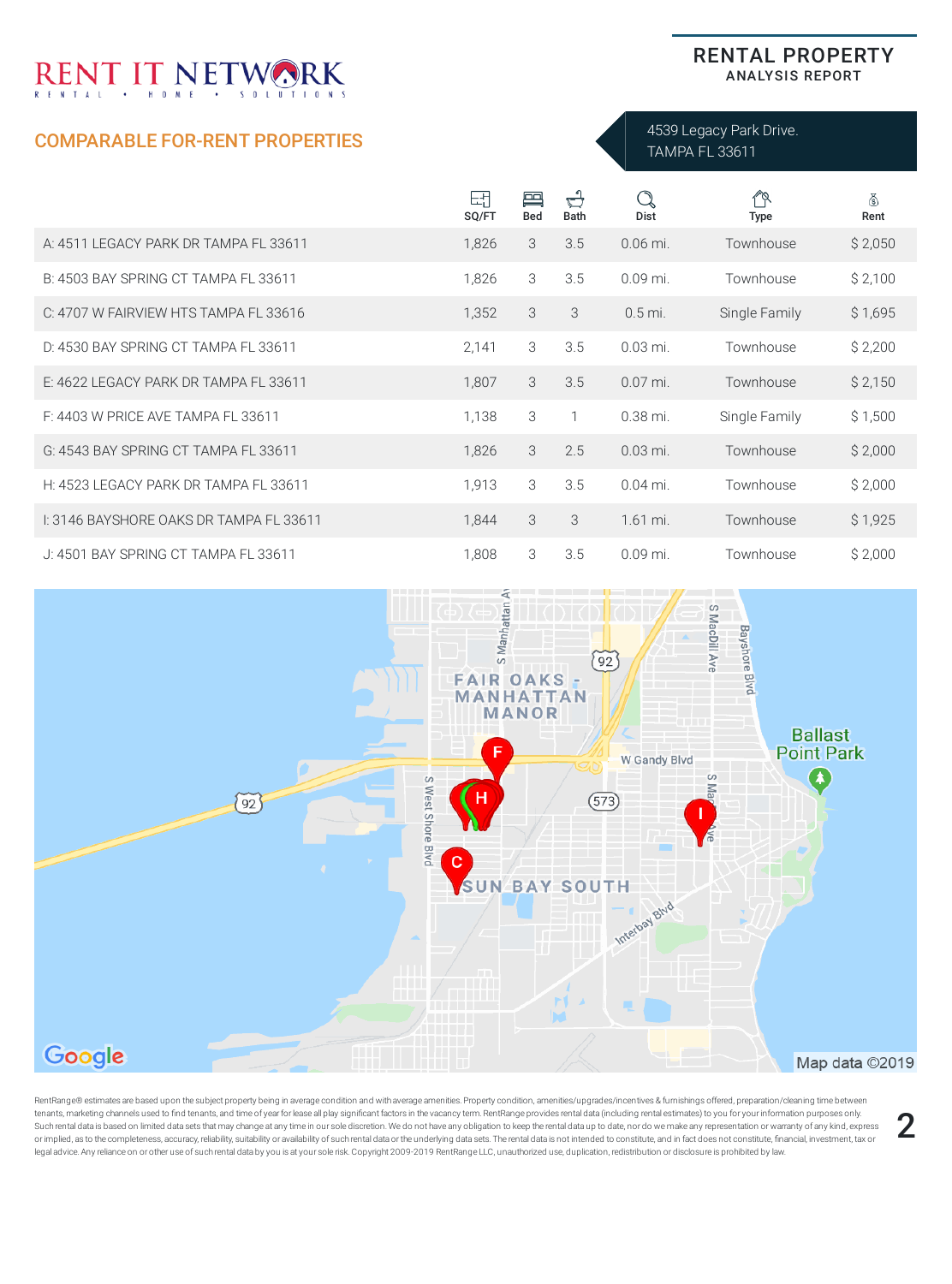# RENT IT NETWORK

RENTAL • HOME • SOLUTIONS

## RENTAL PROPERTY ANALYSIS REPORT

4539 Legacy Park Drive.
TAMPA FL 33611

## COMPARABLE FOR-RENT PROPERTIES

| | SQ/FT | Bed | Bath | Dist | Type | Rent |
|---|---|---|---|---|---|---|
| A: 4511 LEGACY PARK DR TAMPA FL 33611 | 1,826 | 3 | 3.5 | 0.06 mi. | Townhouse | $ 2,050 |
| B: 4503 BAY SPRING CT TAMPA FL 33611 | 1,826 | 3 | 3.5 | 0.09 mi. | Townhouse | $ 2,100 |
| C: 4707 W FAIRVIEW HTS TAMPA FL 33616 | 1,352 | 3 | 3 | 0.5 mi. | Single Family | $ 1,695 |
| D: 4530 BAY SPRING CT TAMPA FL 33611 | 2,141 | 3 | 3.5 | 0.03 mi. | Townhouse | $ 2,200 |
| E: 4622 LEGACY PARK DR TAMPA FL 33611 | 1,807 | 3 | 3.5 | 0.07 mi. | Townhouse | $ 2,150 |
| F: 4403 W PRICE AVE TAMPA FL 33611 | 1,138 | 3 | 1 | 0.38 mi. | Single Family | $ 1,500 |
| G: 4543 BAY SPRING CT TAMPA FL 33611 | 1,826 | 3 | 2.5 | 0.03 mi. | Townhouse | $ 2,000 |
| H: 4523 LEGACY PARK DR TAMPA FL 33611 | 1,913 | 3 | 3.5 | 0.04 mi. | Townhouse | $ 2,000 |
| I: 3146 BAYSHORE OAKS DR TAMPA FL 33611 | 1,844 | 3 | 3 | 1.61 mi. | Townhouse | $ 1,925 |
| J: 4501 BAY SPRING CT TAMPA FL 33611 | 1,808 | 3 | 3.5 | 0.09 mi. | Townhouse | $ 2,000 |

RentRange® estimates are based upon the subject property being in average condition and with average amenities. Property condition, amenities/upgrades/incentives & furnishings offered, preparation/cleaning time between tenants, marketing channels used to find tenants, and time of year for lease all play significant factors in the vacancy term. RentRange provides rental data (including rental estimates) to you for your information purposes only. Such rental data is based on limited data sets that may change at any time in our sole discretion. We do not have any obligation to keep the rental data up to date, nor do we make any representation or warranty of any kind, express or implied, as to the completeness, accuracy, reliability, suitability or availability of such rental data or the underlying data sets. The rental data is not intended to constitute, and in fact does not constitute, financial, investment, tax or legal advice. Any reliance on or other use of such rental data by you is at your sole risk. Copyright 2009-2019 RentRange LLC, unauthorized use, duplication, redistribution or disclosure is prohibited by law.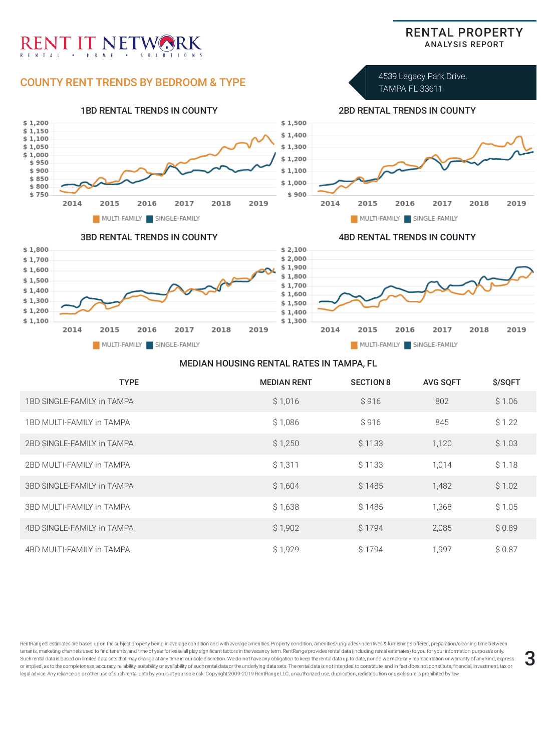# RENT IT NETWORK

RENTAL • HOME • SOLUTIONS

RENTAL PROPERTY
ANALYSIS REPORT

## COUNTY RENT TRENDS BY BEDROOM & TYPE

4539 Legacy Park Drive.
TAMPA FL 33611

### 1BD RENTAL TRENDS IN COUNTY

### 2BD RENTAL TRENDS IN COUNTY

### 3BD RENTAL TRENDS IN COUNTY

### 4BD RENTAL TRENDS IN COUNTY

### MEDIAN HOUSING RENTAL RATES IN TAMPA, FL

| TYPE | MEDIAN RENT | SECTION 8 | AVG SQFT | $/SQFT |
|---|---|---|---|---|
| 1BD SINGLE-FAMILY in TAMPA | $ 1,016 | $ 916 | 802 | $ 1.06 |
| 1BD MULTI-FAMILY in TAMPA | $ 1,086 | $ 916 | 845 | $ 1.22 |
| 2BD SINGLE-FAMILY in TAMPA | $ 1,250 | $ 1133 | 1,120 | $ 1.03 |
| 2BD MULTI-FAMILY in TAMPA | $ 1,311 | $ 1133 | 1,014 | $ 1.18 |
| 3BD SINGLE-FAMILY in TAMPA | $ 1,604 | $ 1485 | 1,482 | $ 1.02 |
| 3BD MULTI-FAMILY in TAMPA | $ 1,638 | $ 1485 | 1,368 | $ 1.05 |
| 4BD SINGLE-FAMILY in TAMPA | $ 1,902 | $ 1794 | 2,085 | $ 0.89 |
| 4BD MULTI-FAMILY in TAMPA | $ 1,929 | $ 1794 | 1,997 | $ 0.87 |

RentRange® estimates are based upon the subject property being in average condition and with average amenities. Property condition, amenities/upgrades/incentives & furnishings offered, preparation/cleaning time between tenants, marketing channels used to find tenants, and time of year for lease all play significant factors in the vacancy term. RentRange provides rental data (including rental estimates) to you for your information purposes only. Such rental data is based on limited data sets that may change at any time in our sole discretion. We do not have any obligation to keep the rental data up to date, nor do we make any representation or warranty of any kind, express or implied, as to the completeness, accuracy, reliability, suitability or availability of such rental data or the underlying data sets. The rental data is not intended to constitute, and in fact does not constitute, financial, investment, tax or legal advice. Any reliance on or other use of such rental data by you is at your sole risk. Copyright 2009-2019 RentRange LLC, unauthorized use, duplication, redistribution or disclosure is prohibited by law.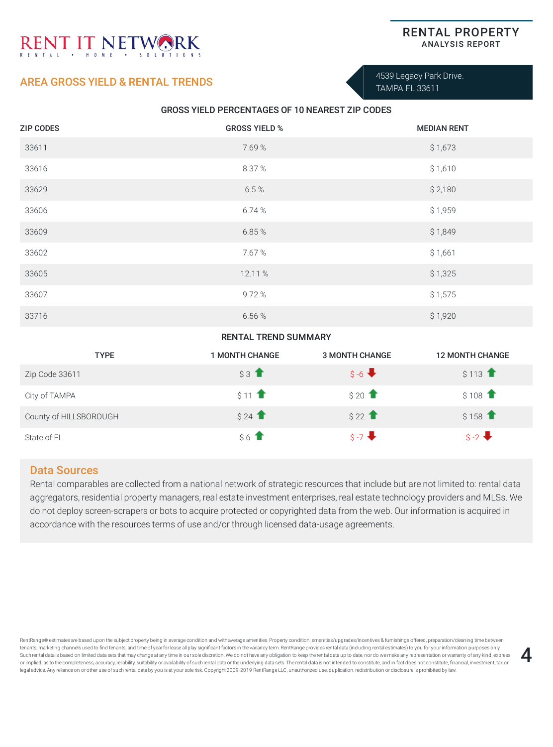RENT IT NETWORK
RENTAL • HOME • SOLUTIONS

**RENTAL PROPERTY**
ANALYSIS REPORT

## AREA GROSS YIELD & RENTAL TRENDS

4539 Legacy Park Drive.
TAMPA FL 33611

### GROSS YIELD PERCENTAGES OF 10 NEAREST ZIP CODES

| ZIP CODES | GROSS YIELD % | MEDIAN RENT |
|---|---|---|
| 33611 | 7.69 % | $ 1,673 |
| 33616 | 8.37 % | $ 1,610 |
| 33629 | 6.5 % | $ 2,180 |
| 33606 | 6.74 % | $ 1,959 |
| 33609 | 6.85 % | $ 1,849 |
| 33602 | 7.67 % | $ 1,661 |
| 33605 | 12.11 % | $ 1,325 |
| 33607 | 9.72 % | $ 1,575 |
| 33716 | 6.56 % | $ 1,920 |

### RENTAL TREND SUMMARY

| TYPE | 1 MONTH CHANGE | 3 MONTH CHANGE | 12 MONTH CHANGE |
|---|---|---|---|
| Zip Code 33611 | $ 3 ⬆ | $ -6 ⬇ | $ 113 ⬆ |
| City of TAMPA | $ 11 ⬆ | $ 20 ⬆ | $ 108 ⬆ |
| County of HILLSBOROUGH | $ 24 ⬆ | $ 22 ⬆ | $ 158 ⬆ |
| State of FL | $ 6 ⬆ | $ -7 ⬇ | $ -2 ⬇ |

### Data Sources

Rental comparables are collected from a national network of strategic resources that include but are not limited to: rental data aggregators, residential property managers, real estate investment enterprises, real estate technology providers and MLSs. We do not deploy screen-scrapers or bots to acquire protected or copyrighted data from the web. Our information is acquired in accordance with the resources terms of use and/or through licensed data-usage agreements.

RentRange® estimates are based upon the subject property being in average condition and with average amenities. Property condition, amenities/upgrades/incentives & furnishings offered, preparation/cleaning time between tenants, marketing channels used to find tenants, and time of year for lease all play significant factors in the vacancy term. RentRange provides rental data (including rental estimates) to you for your information purposes only. Such rental data is based on limited data sets that may change at any time in our sole discretion. We do not have any obligation to keep the rental data up to date, nor do we make any representation or warranty of any kind, express or implied, as to the completeness, accuracy, reliability, suitability or availability of such rental data or the underlying data sets. The rental data is not intended to constitute, and in fact does not constitute, financial, investment, tax or legal advice. Any reliance on or other use of such rental data by you is at your sole risk. Copyright 2009-2019 RentRange LLC, unauthorized use, duplication, redistribution or disclosure is prohibited by law.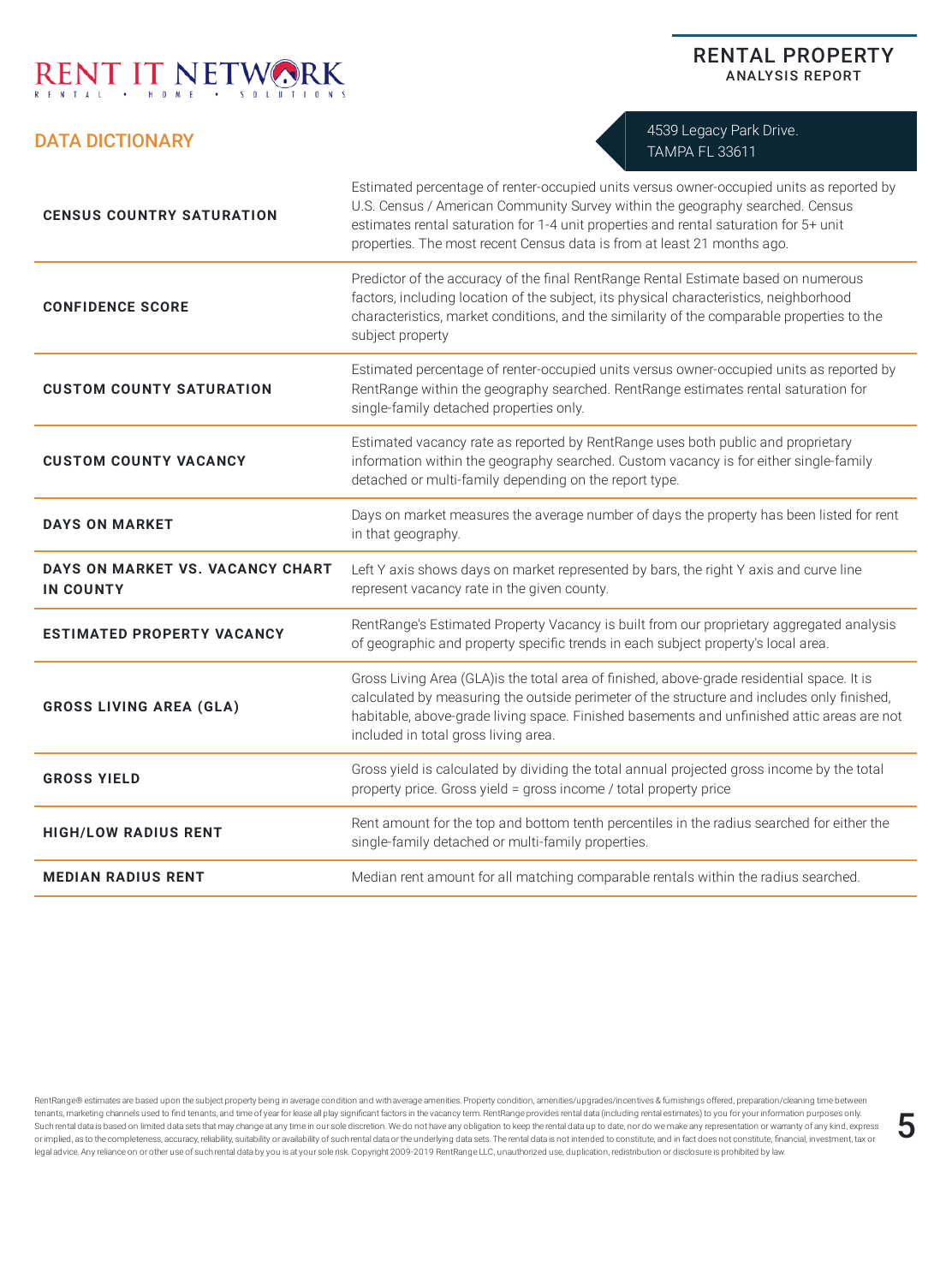## DATA DICTIONARY

4539 Legacy Park Drive.
TAMPA FL 33611

| Term | Definition |
|---|---|
| **CENSUS COUNTRY SATURATION** | Estimated percentage of renter-occupied units versus owner-occupied units as reported by U.S. Census / American Community Survey within the geography searched. Census estimates rental saturation for 1-4 unit properties and rental saturation for 5+ unit properties. The most recent Census data is from at least 21 months ago. |
| **CONFIDENCE SCORE** | Predictor of the accuracy of the final RentRange Rental Estimate based on numerous factors, including location of the subject, its physical characteristics, neighborhood characteristics, market conditions, and the similarity of the comparable properties to the subject property |
| **CUSTOM COUNTY SATURATION** | Estimated percentage of renter-occupied units versus owner-occupied units as reported by RentRange within the geography searched. RentRange estimates rental saturation for single-family detached properties only. |
| **CUSTOM COUNTY VACANCY** | Estimated vacancy rate as reported by RentRange uses both public and proprietary information within the geography searched. Custom vacancy is for either single-family detached or multi-family depending on the report type. |
| **DAYS ON MARKET** | Days on market measures the average number of days the property has been listed for rent in that geography. |
| **DAYS ON MARKET VS. VACANCY CHART IN COUNTY** | Left Y axis shows days on market represented by bars, the right Y axis and curve line represent vacancy rate in the given county. |
| **ESTIMATED PROPERTY VACANCY** | RentRange's Estimated Property Vacancy is built from our proprietary aggregated analysis of geographic and property specific trends in each subject property's local area. |
| **GROSS LIVING AREA (GLA)** | Gross Living Area (GLA)is the total area of finished, above-grade residential space. It is calculated by measuring the outside perimeter of the structure and includes only finished, habitable, above-grade living space. Finished basements and unfinished attic areas are not included in total gross living area. |
| **GROSS YIELD** | Gross yield is calculated by dividing the total annual projected gross income by the total property price. Gross yield = gross income / total property price |
| **HIGH/LOW RADIUS RENT** | Rent amount for the top and bottom tenth percentiles in the radius searched for either the single-family detached or multi-family properties. |
| **MEDIAN RADIUS RENT** | Median rent amount for all matching comparable rentals within the radius searched. |

RentRange® estimates are based upon the subject property being in average condition and with average amenities. Property condition, amenities/upgrades/incentives & furnishings offered, preparation/cleaning time between tenants, marketing channels used to find tenants, and time of year for lease all play significant factors in the vacancy term. RentRange provides rental data (including rental estimates) to you for your information purposes only. Such rental data is based on limited data sets that may change at any time in our sole discretion. We do not have any obligation to keep the rental data up to date, nor do we make any representation or warranty of any kind, express or implied, as to the completeness, accuracy, reliability, suitability or availability of such rental data or the underlying data sets. The rental data is not intended to constitute, and in fact does not constitute, financial, investment, tax or legal advice. Any reliance on or other use of such rental data by you is at your sole risk. Copyright 2009-2019 RentRange LLC, unauthorized use, duplication, redistribution or disclosure is prohibited by law.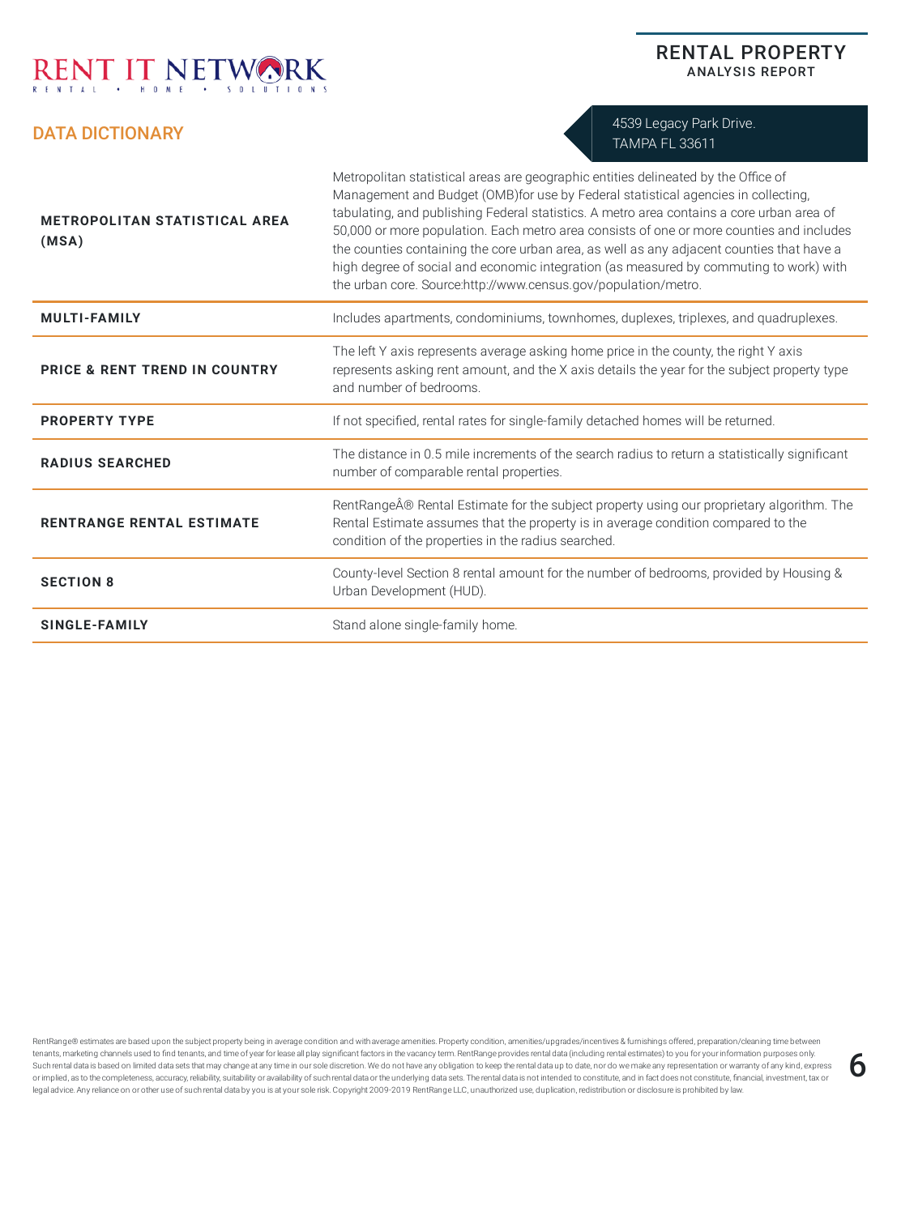# DATA DICTIONARY

4539 Legacy Park Drive.
TAMPA FL 33611

| | |
|---|---|
| **METROPOLITAN STATISTICAL AREA (MSA)** | Metropolitan statistical areas are geographic entities delineated by the Office of Management and Budget (OMB)for use by Federal statistical agencies in collecting, tabulating, and publishing Federal statistics. A metro area contains a core urban area of 50,000 or more population. Each metro area consists of one or more counties and includes the counties containing the core urban area, as well as any adjacent counties that have a high degree of social and economic integration (as measured by commuting to work) with the urban core. Source:http://www.census.gov/population/metro. |
| **MULTI-FAMILY** | Includes apartments, condominiums, townhomes, duplexes, triplexes, and quadruplexes. |
| **PRICE & RENT TREND IN COUNTRY** | The left Y axis represents average asking home price in the county, the right Y axis represents asking rent amount, and the X axis details the year for the subject property type and number of bedrooms. |
| **PROPERTY TYPE** | If not specified, rental rates for single-family detached homes will be returned. |
| **RADIUS SEARCHED** | The distance in 0.5 mile increments of the search radius to return a statistically significant number of comparable rental properties. |
| **RENTRANGE RENTAL ESTIMATE** | RentRangeÂ® Rental Estimate for the subject property using our proprietary algorithm. The Rental Estimate assumes that the property is in average condition compared to the condition of the properties in the radius searched. |
| **SECTION 8** | County-level Section 8 rental amount for the number of bedrooms, provided by Housing & Urban Development (HUD). |
| **SINGLE-FAMILY** | Stand alone single-family home. |

RentRange® estimates are based upon the subject property being in average condition and with average amenities. Property condition, amenities/upgrades/incentives & furnishings offered, preparation/cleaning time between tenants, marketing channels used to find tenants, and time of year for lease all play significant factors in the vacancy term. RentRange provides rental data (including rental estimates) to you for your information purposes only. Such rental data is based on limited data sets that may change at any time in our sole discretion. We do not have any obligation to keep the rental data up to date, nor do we make any representation or warranty of any kind, express or implied, as to the completeness, accuracy, reliability, suitability or availability of such rental data or the underlying data sets. The rental data is not intended to constitute, and in fact does not constitute, financial, investment, tax or legal advice. Any reliance on or other use of such rental data by you is at your sole risk. Copyright 2009-2019 RentRange LLC, unauthorized use, duplication, redistribution or disclosure is prohibited by law.